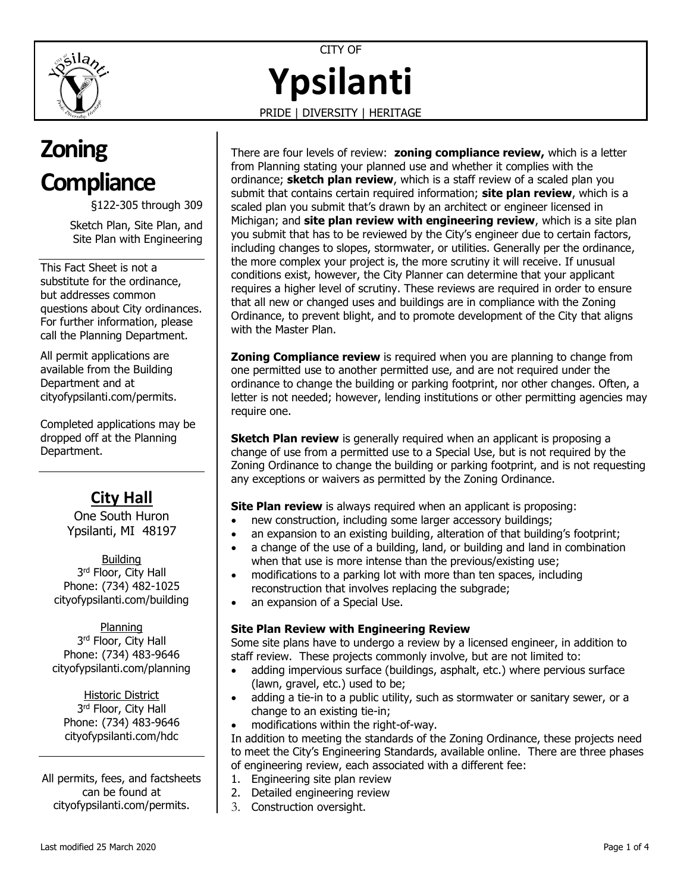CITY OF

# Ypsilanti

PRIDE | DIVERSITY | HERITAGE

# Zoning Compliance

§122-305 through 309

Sketch Plan, Site Plan, and Site Plan with Engineering

This Fact Sheet is not a substitute for the ordinance, but addresses common questions about City ordinances. For further information, please call the Planning Department.

All permit applications are available from the Building Department and at cityofypsilanti.com/permits.

Completed applications may be dropped off at the Planning Department.

## City Hall

One South Huron
Ypsilanti, MI 48197

Building
3rd Floor, City Hall
Phone: (734) 482-1025
cityofypsilanti.com/building

Planning
3rd Floor, City Hall
Phone: (734) 483-9646
cityofypsilanti.com/planning

Historic District
3rd Floor, City Hall
Phone: (734) 483-9646
cityofypsilanti.com/hdc

All permits, fees, and factsheets can be found at cityofypsilanti.com/permits.

There are four levels of review: **zoning compliance review,** which is a letter from Planning stating your planned use and whether it complies with the ordinance; **sketch plan review**, which is a staff review of a scaled plan you submit that contains certain required information; **site plan review**, which is a scaled plan you submit that's drawn by an architect or engineer licensed in Michigan; and **site plan review with engineering review**, which is a site plan you submit that has to be reviewed by the City's engineer due to certain factors, including changes to slopes, stormwater, or utilities. Generally per the ordinance, the more complex your project is, the more scrutiny it will receive. If unusual conditions exist, however, the City Planner can determine that your applicant requires a higher level of scrutiny. These reviews are required in order to ensure that all new or changed uses and buildings are in compliance with the Zoning Ordinance, to prevent blight, and to promote development of the City that aligns with the Master Plan.

**Zoning Compliance review** is required when you are planning to change from one permitted use to another permitted use, and are not required under the ordinance to change the building or parking footprint, nor other changes. Often, a letter is not needed; however, lending institutions or other permitting agencies may require one.

**Sketch Plan review** is generally required when an applicant is proposing a change of use from a permitted use to a Special Use, but is not required by the Zoning Ordinance to change the building or parking footprint, and is not requesting any exceptions or waivers as permitted by the Zoning Ordinance.

**Site Plan review** is always required when an applicant is proposing:

- new construction, including some larger accessory buildings;
- an expansion to an existing building, alteration of that building's footprint;
- a change of the use of a building, land, or building and land in combination when that use is more intense than the previous/existing use;
- modifications to a parking lot with more than ten spaces, including reconstruction that involves replacing the subgrade;
- an expansion of a Special Use.

### Site Plan Review with Engineering Review

Some site plans have to undergo a review by a licensed engineer, in addition to staff review. These projects commonly involve, but are not limited to:

- adding impervious surface (buildings, asphalt, etc.) where pervious surface (lawn, gravel, etc.) used to be;
- adding a tie-in to a public utility, such as stormwater or sanitary sewer, or a change to an existing tie-in;
- modifications within the right-of-way.

In addition to meeting the standards of the Zoning Ordinance, these projects need to meet the City's Engineering Standards, available online. There are three phases of engineering review, each associated with a different fee:

1. Engineering site plan review
2. Detailed engineering review
3. Construction oversight.

Last modified 25 March 2020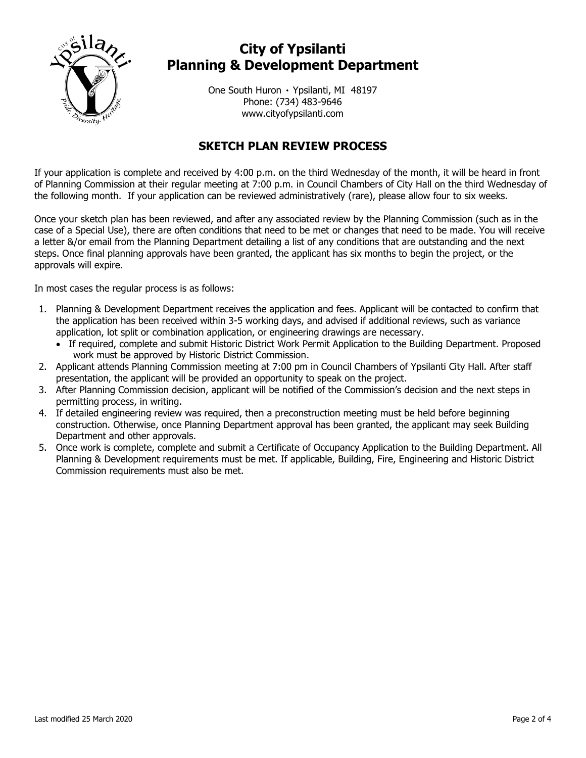# City of Ypsilanti
# Planning & Development Department

One South Huron • Ypsilanti, MI 48197
Phone: (734) 483-9646
www.cityofypsilanti.com

## SKETCH PLAN REVIEW PROCESS

If your application is complete and received by 4:00 p.m. on the third Wednesday of the month, it will be heard in front of Planning Commission at their regular meeting at 7:00 p.m. in Council Chambers of City Hall on the third Wednesday of the following month. If your application can be reviewed administratively (rare), please allow four to six weeks.

Once your sketch plan has been reviewed, and after any associated review by the Planning Commission (such as in the case of a Special Use), there are often conditions that need to be met or changes that need to be made. You will receive a letter &/or email from the Planning Department detailing a list of any conditions that are outstanding and the next steps. Once final planning approvals have been granted, the applicant has six months to begin the project, or the approvals will expire.

In most cases the regular process is as follows:

1. Planning & Development Department receives the application and fees. Applicant will be contacted to confirm that the application has been received within 3-5 working days, and advised if additional reviews, such as variance application, lot split or combination application, or engineering drawings are necessary.
   - If required, complete and submit Historic District Work Permit Application to the Building Department. Proposed work must be approved by Historic District Commission.
2. Applicant attends Planning Commission meeting at 7:00 pm in Council Chambers of Ypsilanti City Hall. After staff presentation, the applicant will be provided an opportunity to speak on the project.
3. After Planning Commission decision, applicant will be notified of the Commission's decision and the next steps in permitting process, in writing.
4. If detailed engineering review was required, then a preconstruction meeting must be held before beginning construction. Otherwise, once Planning Department approval has been granted, the applicant may seek Building Department and other approvals.
5. Once work is complete, complete and submit a Certificate of Occupancy Application to the Building Department. All Planning & Development requirements must be met. If applicable, Building, Fire, Engineering and Historic District Commission requirements must also be met.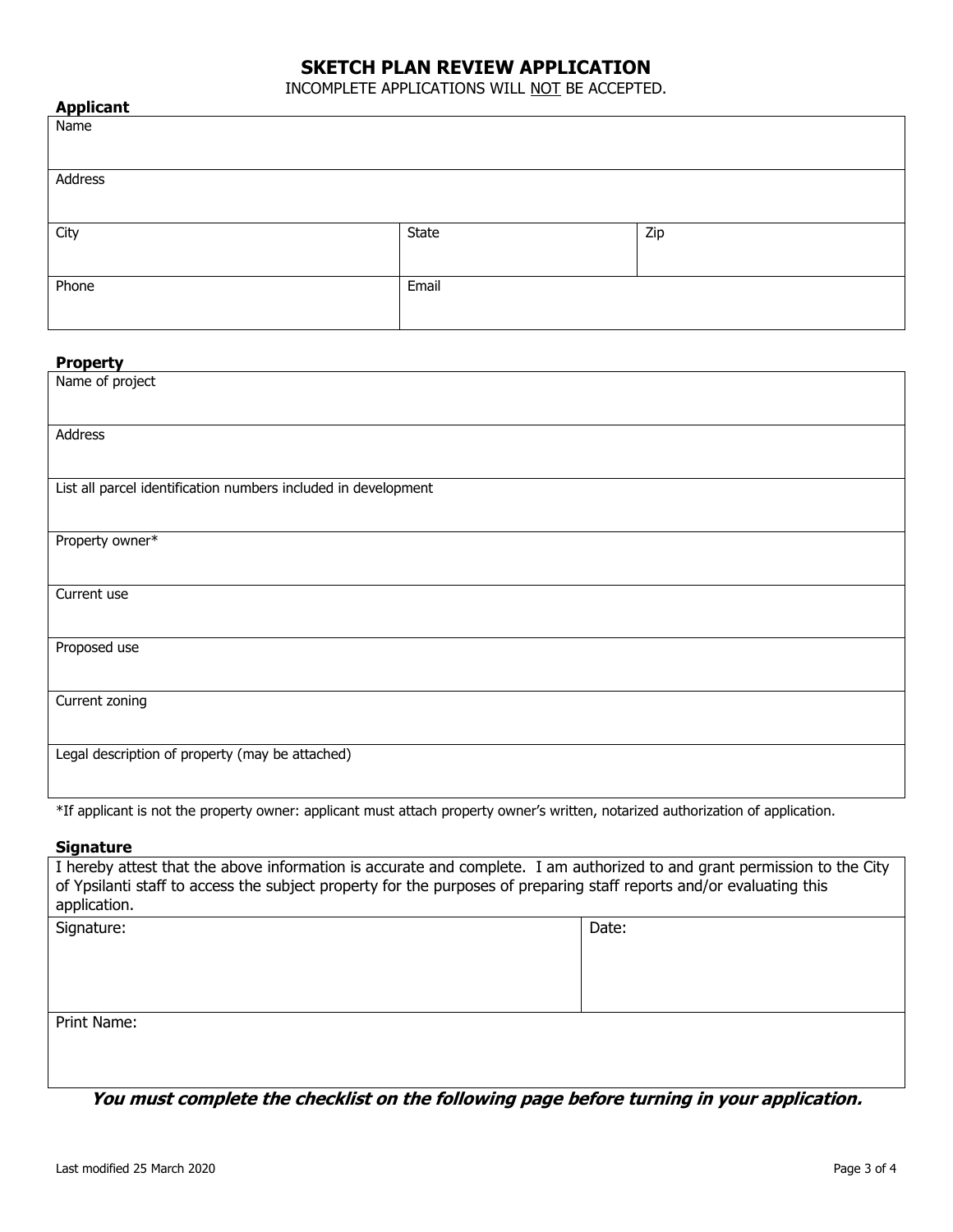# SKETCH PLAN REVIEW APPLICATION

INCOMPLETE APPLICATIONS WILL NOT BE ACCEPTED.

**Applicant**

| Name | | |
|---|---|---|
| Address | | |
| City | State | Zip |
| Phone | Email | |

**Property**

| Name of project |
|---|
| Address |
| List all parcel identification numbers included in development |
| Property owner* |
| Current use |
| Proposed use |
| Current zoning |
| Legal description of property (may be attached) |

*If applicant is not the property owner: applicant must attach property owner's written, notarized authorization of application.

**Signature**

| I hereby attest that the above information is accurate and complete. I am authorized to and grant permission to the City of Ypsilanti staff to access the subject property for the purposes of preparing staff reports and/or evaluating this application. | |
|---|---|
| Signature: | Date: |
| Print Name: | |

***You must complete the checklist on the following page before turning in your application.***

Last modified 25 March 2020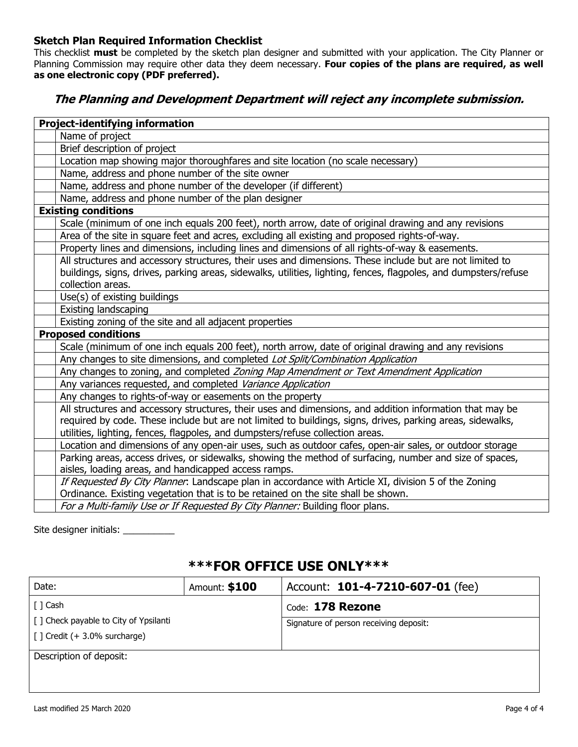### Sketch Plan Required Information Checklist

This checklist **must** be completed by the sketch plan designer and submitted with your application. The City Planner or Planning Commission may require other data they deem necessary. **Four copies of the plans are required, as well as one electronic copy (PDF preferred).**

## ***The Planning and Development Department will reject any incomplete submission.***

| | |
|---|---|
| **Project-identifying information** | |
| | Name of project |
| | Brief description of project |
| | Location map showing major thoroughfares and site location (no scale necessary) |
| | Name, address and phone number of the site owner |
| | Name, address and phone number of the developer (if different) |
| | Name, address and phone number of the plan designer |
| **Existing conditions** | |
| | Scale (minimum of one inch equals 200 feet), north arrow, date of original drawing and any revisions |
| | Area of the site in square feet and acres, excluding all existing and proposed rights-of-way. |
| | Property lines and dimensions, including lines and dimensions of all rights-of-way & easements. |
| | All structures and accessory structures, their uses and dimensions. These include but are not limited to buildings, signs, drives, parking areas, sidewalks, utilities, lighting, fences, flagpoles, and dumpsters/refuse collection areas. |
| | Use(s) of existing buildings |
| | Existing landscaping |
| | Existing zoning of the site and all adjacent properties |
| **Proposed conditions** | |
| | Scale (minimum of one inch equals 200 feet), north arrow, date of original drawing and any revisions |
| | Any changes to site dimensions, and completed *Lot Split/Combination Application* |
| | Any changes to zoning, and completed *Zoning Map Amendment or Text Amendment Application* |
| | Any variances requested, and completed *Variance Application* |
| | Any changes to rights-of-way or easements on the property |
| | All structures and accessory structures, their uses and dimensions, and addition information that may be required by code. These include but are not limited to buildings, signs, drives, parking areas, sidewalks, utilities, lighting, fences, flagpoles, and dumpsters/refuse collection areas. |
| | Location and dimensions of any open-air uses, such as outdoor cafes, open-air sales, or outdoor storage |
| | Parking areas, access drives, or sidewalks, showing the method of surfacing, number and size of spaces, aisles, loading areas, and handicapped access ramps. |
| | *If Requested By City Planner*: Landscape plan in accordance with Article XI, division 5 of the Zoning Ordinance. Existing vegetation that is to be retained on the site shall be shown. |
| | *For a Multi-family Use or If Requested By City Planner:* Building floor plans. |

Site designer initials: __________

## ***FOR OFFICE USE ONLY***

| | | |
|---|---|---|
| Date: | Amount: **$100** | Account: **101-4-7210-607-01** (fee) |
| [ ] Cash<br>[ ] Check payable to City of Ypsilanti<br>[ ] Credit (+ 3.0% surcharge) | | Code: **178 Rezone**<br>Signature of person receiving deposit: |
| Description of deposit: | | |

Last modified 25 March 2020